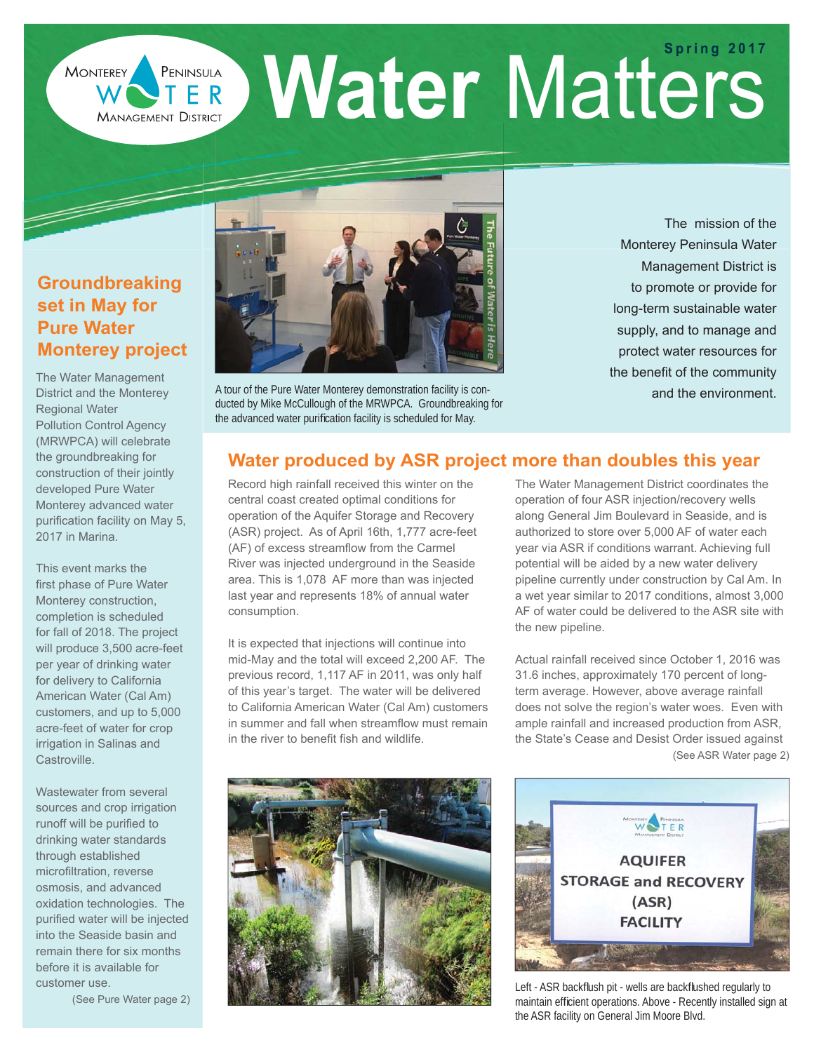# Water Matters

Spring 2017

Monterey Peninsula Water Management District

## Groundbreaking set in May for Pure Water Monterey project

The Water Management District and the Monterey Regional Water Pollution Control Agency (MRWPCA) will celebrate the groundbreaking for construction of their jointly developed Pure Water Monterey advanced water purification facility on May 5, 2017 in Marina.

This event marks the first phase of Pure Water Monterey construction, completion is scheduled for fall of 2018. The project will produce 3,500 acre-feet per year of drinking water for delivery to California American Water (Cal Am) customers, and up to 5,000 acre-feet of water for crop irrigation in Salinas and Castroville.

Wastewater from several sources and crop irrigation runoff will be purified to drinking water standards through established microfiltration, reverse osmosis, and advanced oxidation technologies. The purified water will be injected into the Seaside basin and remain there for six months before it is available for customer use.

(See Pure Water page 2)

A tour of the Pure Water Monterey demonstration facility is conducted by Mike McCullough of the MRWPCA. Groundbreaking for the advanced water purification facility is scheduled for May.

The mission of the Monterey Peninsula Water Management District is to promote or provide for long-term sustainable water supply, and to manage and protect water resources for the benefit of the community and the environment.

## Water produced by ASR project more than doubles this year

Record high rainfall received this winter on the central coast created optimal conditions for operation of the Aquifer Storage and Recovery (ASR) project. As of April 16th, 1,777 acre-feet (AF) of excess streamflow from the Carmel River was injected underground in the Seaside area. This is 1,078 AF more than was injected last year and represents 18% of annual water consumption.

It is expected that injections will continue into mid-May and the total will exceed 2,200 AF. The previous record, 1,117 AF in 2011, was only half of this year's target. The water will be delivered to California American Water (Cal Am) customers in summer and fall when streamflow must remain in the river to benefit fish and wildlife.

The Water Management District coordinates the operation of four ASR injection/recovery wells along General Jim Boulevard in Seaside, and is authorized to store over 5,000 AF of water each year via ASR if conditions warrant. Achieving full potential will be aided by a new water delivery pipeline currently under construction by Cal Am. In a wet year similar to 2017 conditions, almost 3,000 AF of water could be delivered to the ASR site with the new pipeline.

Actual rainfall received since October 1, 2016 was 31.6 inches, approximately 170 percent of long-term average. However, above average rainfall does not solve the region's water woes. Even with ample rainfall and increased production from ASR, the State's Cease and Desist Order issued against

(See ASR Water page 2)

Left - ASR backflush pit - wells are backflushed regularly to maintain efficient operations. Above - Recently installed sign at the ASR facility on General Jim Moore Blvd.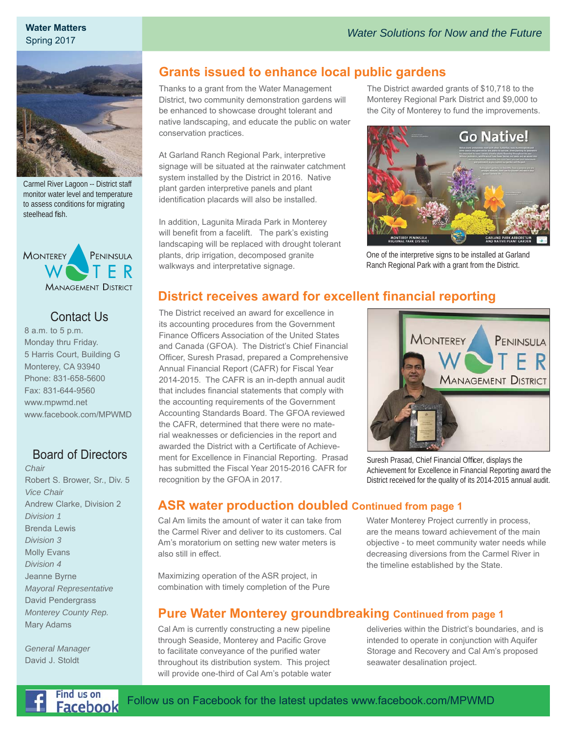**Water Matters**
Spring 2017

*Water Solutions for Now and the Future*

Carmel River Lagoon -- District staff monitor water level and temperature to assess conditions for migrating steelhead fish.

Monterey Peninsula Water Management District

## Contact Us

8 a.m. to 5 p.m.
Monday thru Friday.
5 Harris Court, Building G
Monterey, CA 93940
Phone: 831-658-5600
Fax: 831-644-9560
www.mpwmd.net
www.facebook.com/MPWMD

## Board of Directors

*Chair*
Robert S. Brower, Sr., Div. 5
*Vice Chair*
Andrew Clarke, Division 2
*Division 1*
Brenda Lewis
*Division 3*
Molly Evans
*Division 4*
Jeanne Byrne
*Mayoral Representative*
David Pendergrass
*Monterey County Rep.*
Mary Adams

*General Manager*
David J. Stoldt

## Grants issued to enhance local public gardens

Thanks to a grant from the Water Management District, two community demonstration gardens will be enhanced to showcase drought tolerant and native landscaping, and educate the public on water conservation practices.

At Garland Ranch Regional Park, interpretive signage will be situated at the rainwater catchment system installed by the District in 2016. Native plant garden interpretive panels and plant identification placards will also be installed.

In addition, Lagunita Mirada Park in Monterey will benefit from a facelift. The park's existing landscaping will be replaced with drought tolerant plants, drip irrigation, decomposed granite walkways and interpretative signage.

The District awarded grants of $10,718 to the Monterey Regional Park District and $9,000 to the City of Monterey to fund the improvements.

One of the interpretive signs to be installed at Garland Ranch Regional Park with a grant from the District.

## District receives award for excellent financial reporting

The District received an award for excellence in its accounting procedures from the Government Finance Officers Association of the United States and Canada (GFOA). The District's Chief Financial Officer, Suresh Prasad, prepared a Comprehensive Annual Financial Report (CAFR) for Fiscal Year 2014-2015. The CAFR is an in-depth annual audit that includes financial statements that comply with the accounting requirements of the Government Accounting Standards Board. The GFOA reviewed the CAFR, determined that there were no material weaknesses or deficiencies in the report and awarded the District with a Certificate of Achievement for Excellence in Financial Reporting. Prasad has submitted the Fiscal Year 2015-2016 CAFR for recognition by the GFOA in 2017.

Suresh Prasad, Chief Financial Officer, displays the Achievement for Excellence in Financial Reporting award the District received for the quality of its 2014-2015 annual audit.

## ASR water production doubled Continued from page 1

Cal Am limits the amount of water it can take from the Carmel River and deliver to its customers. Cal Am's moratorium on setting new water meters is also still in effect.

Maximizing operation of the ASR project, in combination with timely completion of the Pure Water Monterey Project currently in process, are the means toward achievement of the main objective - to meet community water needs while decreasing diversions from the Carmel River in the timeline established by the State.

## Pure Water Monterey groundbreaking Continued from page 1

Cal Am is currently constructing a new pipeline through Seaside, Monterey and Pacific Grove to facilitate conveyance of the purified water throughout its distribution system. This project will provide one-third of Cal Am's potable water deliveries within the District's boundaries, and is intended to operate in conjunction with Aquifer Storage and Recovery and Cal Am's proposed seawater desalination project.

Find us on Facebook

Follow us on Facebook for the latest updates www.facebook.com/MPWMD